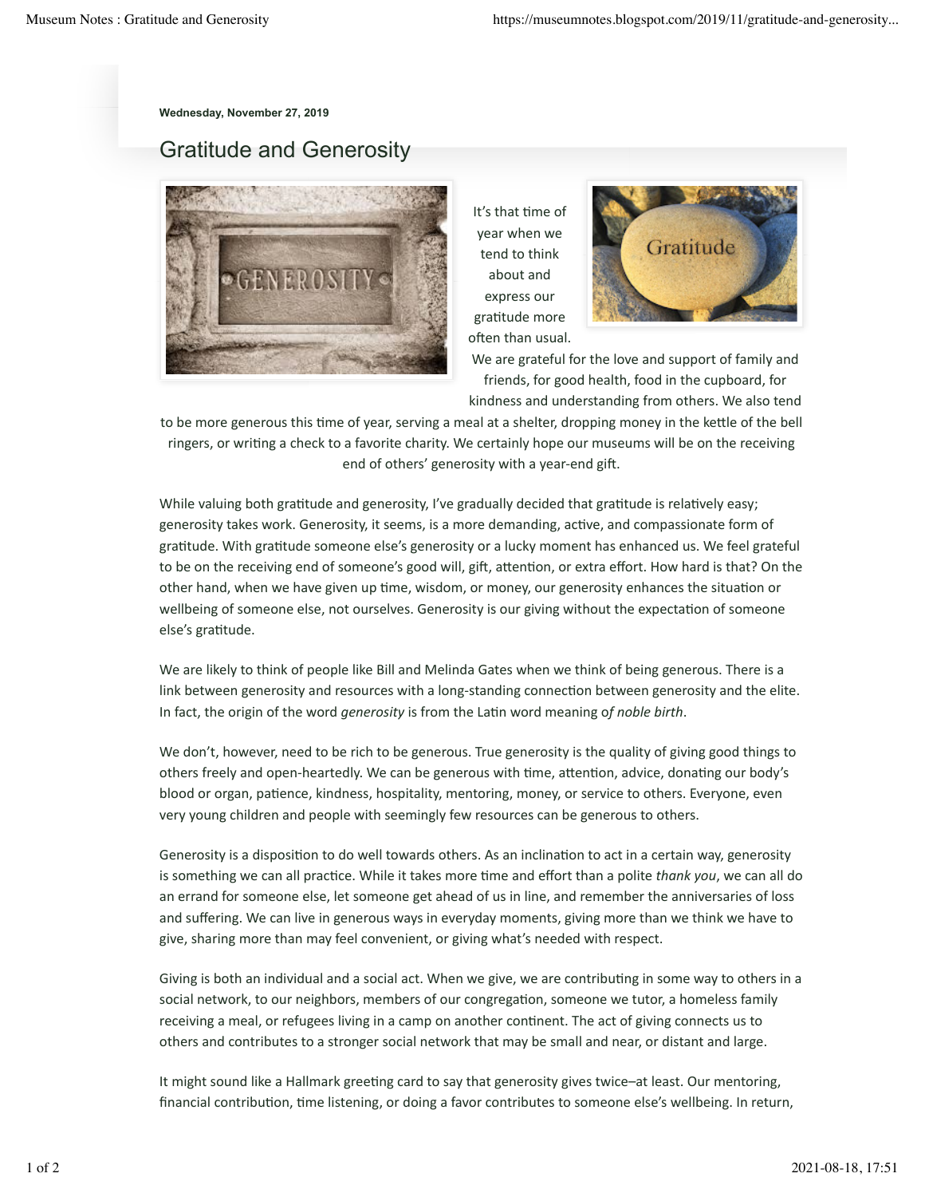Wednesday, November 27, 2019

# Gratitude and Generosity

It's that time of year when we tend to think about and express our gratitude more often than usual. We are grateful for the love and support of family and friends, for good health, food in the cupboard, for kindness and understanding from others. We also tend to be more generous this time of year, serving a meal at a shelter, dropping money in the kettle of the bell ringers, or writing a check to a favorite charity. We certainly hope our museums will be on the receiving end of others' generosity with a year-end gift.

While valuing both gratitude and generosity, I've gradually decided that gratitude is relatively easy; generosity takes work. Generosity, it seems, is a more demanding, active, and compassionate form of gratitude. With gratitude someone else's generosity or a lucky moment has enhanced us. We feel grateful to be on the receiving end of someone's good will, gift, attention, or extra effort. How hard is that? On the other hand, when we have given up time, wisdom, or money, our generosity enhances the situation or wellbeing of someone else, not ourselves. Generosity is our giving without the expectation of someone else's gratitude.

We are likely to think of people like Bill and Melinda Gates when we think of being generous. There is a link between generosity and resources with a long-standing connection between generosity and the elite. In fact, the origin of the word *generosity* is from the Latin word meaning o*f noble birth*.

We don't, however, need to be rich to be generous. True generosity is the quality of giving good things to others freely and open-heartedly. We can be generous with time, attention, advice, donating our body's blood or organ, patience, kindness, hospitality, mentoring, money, or service to others. Everyone, even very young children and people with seemingly few resources can be generous to others.

Generosity is a disposition to do well towards others. As an inclination to act in a certain way, generosity is something we can all practice. While it takes more time and effort than a polite *thank you*, we can all do an errand for someone else, let someone get ahead of us in line, and remember the anniversaries of loss and suffering. We can live in generous ways in everyday moments, giving more than we think we have to give, sharing more than may feel convenient, or giving what's needed with respect.

Giving is both an individual and a social act. When we give, we are contributing in some way to others in a social network, to our neighbors, members of our congregation, someone we tutor, a homeless family receiving a meal, or refugees living in a camp on another continent. The act of giving connects us to others and contributes to a stronger social network that may be small and near, or distant and large.

It might sound like a Hallmark greeting card to say that generosity gives twice–at least. Our mentoring, financial contribution, time listening, or doing a favor contributes to someone else's wellbeing. In return,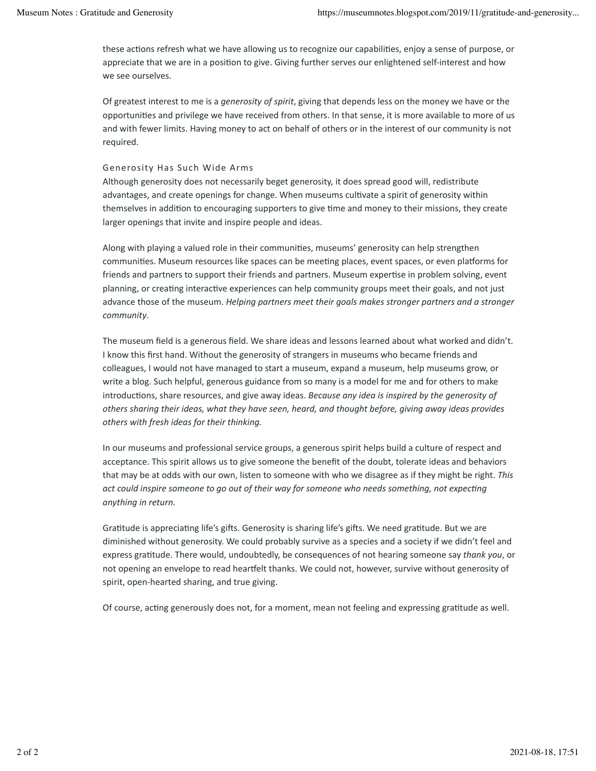these actions refresh what we have allowing us to recognize our capabilities, enjoy a sense of purpose, or appreciate that we are in a position to give. Giving further serves our enlightened self-interest and how we see ourselves.

Of greatest interest to me is a *generosity of spirit*, giving that depends less on the money we have or the opportunities and privilege we have received from others. In that sense, it is more available to more of us and with fewer limits. Having money to act on behalf of others or in the interest of our community is not required.

### Generosity Has Such Wide Arms

Although generosity does not necessarily beget generosity, it does spread good will, redistribute advantages, and create openings for change. When museums cultivate a spirit of generosity within themselves in addition to encouraging supporters to give time and money to their missions, they create larger openings that invite and inspire people and ideas.

Along with playing a valued role in their communities, museums' generosity can help strengthen communities. Museum resources like spaces can be meeting places, event spaces, or even platforms for friends and partners to support their friends and partners. Museum expertise in problem solving, event planning, or creating interactive experiences can help community groups meet their goals, and not just advance those of the museum. *Helping partners meet their goals makes stronger partners and a stronger community*.

The museum field is a generous field. We share ideas and lessons learned about what worked and didn't. I know this first hand. Without the generosity of strangers in museums who became friends and colleagues, I would not have managed to start a museum, expand a museum, help museums grow, or write a blog. Such helpful, generous guidance from so many is a model for me and for others to make introductions, share resources, and give away ideas. *Because any idea is inspired by the generosity of others sharing their ideas, what they have seen, heard, and thought before, giving away ideas provides others with fresh ideas for their thinking.*

In our museums and professional service groups, a generous spirit helps build a culture of respect and acceptance. This spirit allows us to give someone the benefit of the doubt, tolerate ideas and behaviors that may be at odds with our own, listen to someone with who we disagree as if they might be right. *This act could inspire someone to go out of their way for someone who needs something, not expecting anything in return.*

Gratitude is appreciating life's gifts. Generosity is sharing life's gifts. We need gratitude. But we are diminished without generosity. We could probably survive as a species and a society if we didn't feel and express gratitude. There would, undoubtedly, be consequences of not hearing someone say *thank you*, or not opening an envelope to read heartfelt thanks. We could not, however, survive without generosity of spirit, open-hearted sharing, and true giving.

Of course, acting generously does not, for a moment, mean not feeling and expressing gratitude as well.